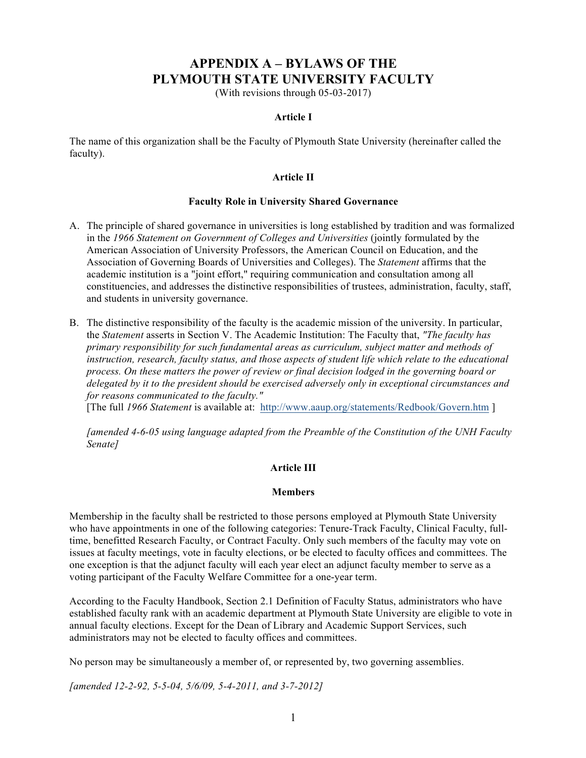# APPENDIX A – BYLAWS OF THE PLYMOUTH STATE UNIVERSITY FACULTY

(With revisions through 05-03-2017)

## Article I

The name of this organization shall be the Faculty of Plymouth State University (hereinafter called the faculty).

## Article II

### Faculty Role in University Shared Governance

A. The principle of shared governance in universities is long established by tradition and was formalized in the *1966 Statement on Government of Colleges and Universities* (jointly formulated by the American Association of University Professors, the American Council on Education, and the Association of Governing Boards of Universities and Colleges). The *Statement* affirms that the academic institution is a "joint effort," requiring communication and consultation among all constituencies, and addresses the distinctive responsibilities of trustees, administration, faculty, staff, and students in university governance.

B. The distinctive responsibility of the faculty is the academic mission of the university. In particular, the *Statement* asserts in Section V. The Academic Institution: The Faculty that, *"The faculty has primary responsibility for such fundamental areas as curriculum, subject matter and methods of instruction, research, faculty status, and those aspects of student life which relate to the educational process. On these matters the power of review or final decision lodged in the governing board or delegated by it to the president should be exercised adversely only in exceptional circumstances and for reasons communicated to the faculty."*
[The full *1966 Statement* is available at: http://www.aaup.org/statements/Redbook/Govern.htm ]

*[amended 4-6-05 using language adapted from the Preamble of the Constitution of the UNH Faculty Senate]*

## Article III

### Members

Membership in the faculty shall be restricted to those persons employed at Plymouth State University who have appointments in one of the following categories: Tenure-Track Faculty, Clinical Faculty, full-time, benefitted Research Faculty, or Contract Faculty. Only such members of the faculty may vote on issues at faculty meetings, vote in faculty elections, or be elected to faculty offices and committees. The one exception is that the adjunct faculty will each year elect an adjunct faculty member to serve as a voting participant of the Faculty Welfare Committee for a one-year term.

According to the Faculty Handbook, Section 2.1 Definition of Faculty Status, administrators who have established faculty rank with an academic department at Plymouth State University are eligible to vote in annual faculty elections. Except for the Dean of Library and Academic Support Services, such administrators may not be elected to faculty offices and committees.

No person may be simultaneously a member of, or represented by, two governing assemblies.

*[amended 12-2-92, 5-5-04, 5/6/09, 5-4-2011, and 3-7-2012]*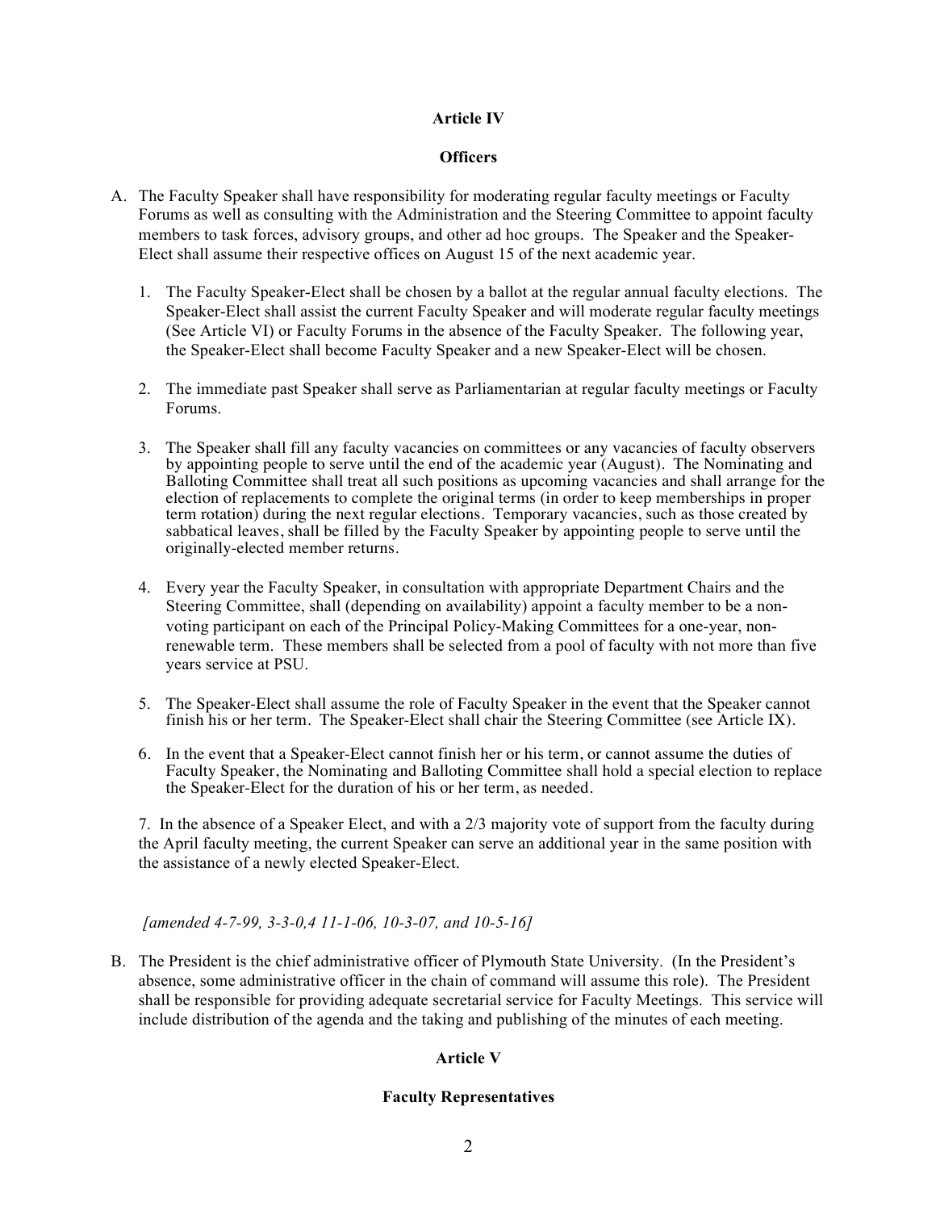## Article IV

## Officers

A. The Faculty Speaker shall have responsibility for moderating regular faculty meetings or Faculty Forums as well as consulting with the Administration and the Steering Committee to appoint faculty members to task forces, advisory groups, and other ad hoc groups. The Speaker and the Speaker-Elect shall assume their respective offices on August 15 of the next academic year.

   1. The Faculty Speaker-Elect shall be chosen by a ballot at the regular annual faculty elections. The Speaker-Elect shall assist the current Faculty Speaker and will moderate regular faculty meetings (See Article VI) or Faculty Forums in the absence of the Faculty Speaker. The following year, the Speaker-Elect shall become Faculty Speaker and a new Speaker-Elect will be chosen.

   2. The immediate past Speaker shall serve as Parliamentarian at regular faculty meetings or Faculty Forums.

   3. The Speaker shall fill any faculty vacancies on committees or any vacancies of faculty observers by appointing people to serve until the end of the academic year (August). The Nominating and Balloting Committee shall treat all such positions as upcoming vacancies and shall arrange for the election of replacements to complete the original terms (in order to keep memberships in proper term rotation) during the next regular elections. Temporary vacancies, such as those created by sabbatical leaves, shall be filled by the Faculty Speaker by appointing people to serve until the originally-elected member returns.

   4. Every year the Faculty Speaker, in consultation with appropriate Department Chairs and the Steering Committee, shall (depending on availability) appoint a faculty member to be a non-voting participant on each of the Principal Policy-Making Committees for a one-year, non-renewable term. These members shall be selected from a pool of faculty with not more than five years service at PSU.

   5. The Speaker-Elect shall assume the role of Faculty Speaker in the event that the Speaker cannot finish his or her term. The Speaker-Elect shall chair the Steering Committee (see Article IX).

   6. In the event that a Speaker-Elect cannot finish her or his term, or cannot assume the duties of Faculty Speaker, the Nominating and Balloting Committee shall hold a special election to replace the Speaker-Elect for the duration of his or her term, as needed.

   7. In the absence of a Speaker Elect, and with a 2/3 majority vote of support from the faculty during the April faculty meeting, the current Speaker can serve an additional year in the same position with the assistance of a newly elected Speaker-Elect.

*[amended 4-7-99, 3-3-0,4 11-1-06, 10-3-07, and 10-5-16]*

B. The President is the chief administrative officer of Plymouth State University. (In the President's absence, some administrative officer in the chain of command will assume this role). The President shall be responsible for providing adequate secretarial service for Faculty Meetings. This service will include distribution of the agenda and the taking and publishing of the minutes of each meeting.

## Article V

## Faculty Representatives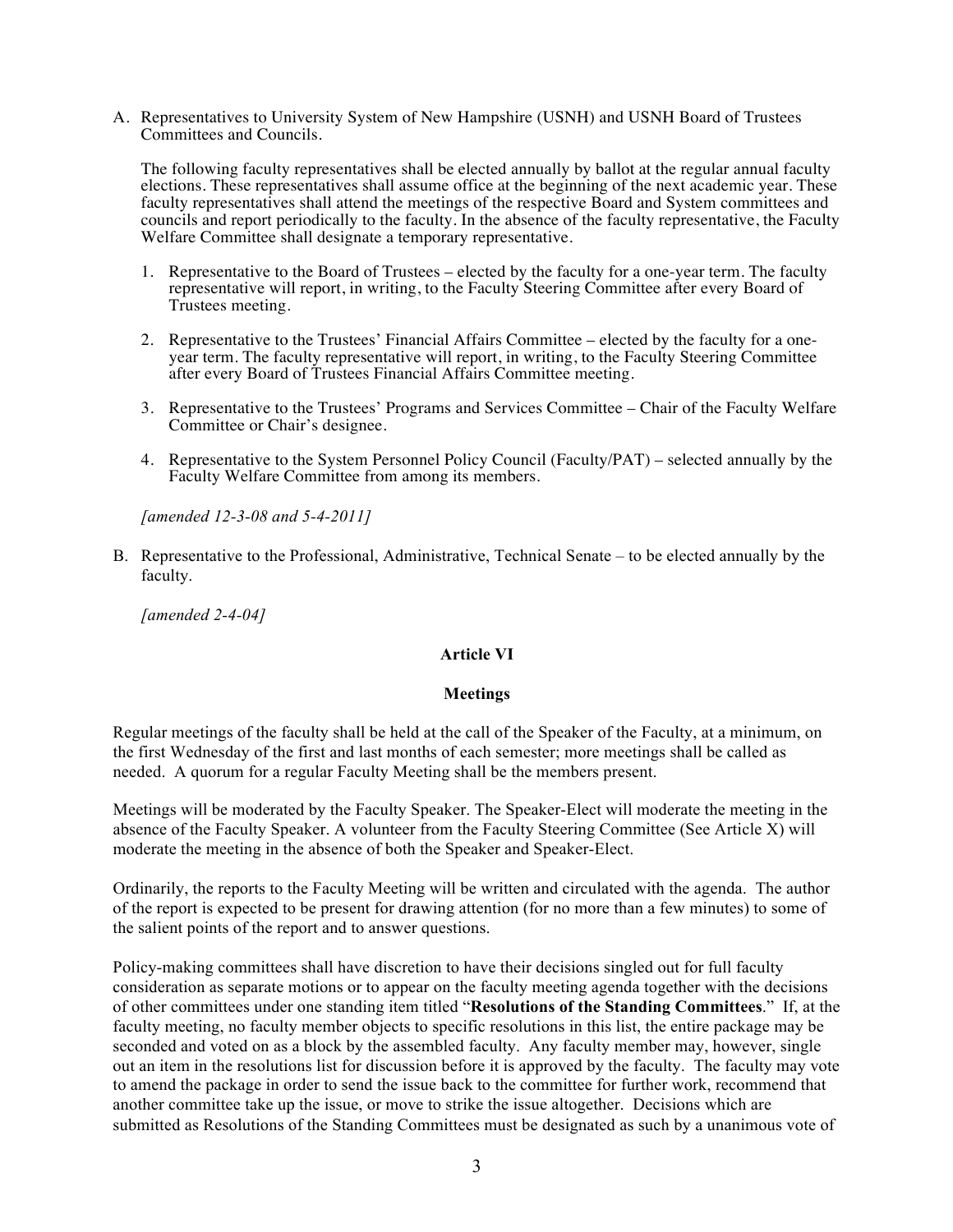A. Representatives to University System of New Hampshire (USNH) and USNH Board of Trustees Committees and Councils.

   The following faculty representatives shall be elected annually by ballot at the regular annual faculty elections. These representatives shall assume office at the beginning of the next academic year. These faculty representatives shall attend the meetings of the respective Board and System committees and councils and report periodically to the faculty. In the absence of the faculty representative, the Faculty Welfare Committee shall designate a temporary representative.

   1. Representative to the Board of Trustees – elected by the faculty for a one-year term. The faculty representative will report, in writing, to the Faculty Steering Committee after every Board of Trustees meeting.

   2. Representative to the Trustees' Financial Affairs Committee – elected by the faculty for a one-year term. The faculty representative will report, in writing, to the Faculty Steering Committee after every Board of Trustees Financial Affairs Committee meeting.

   3. Representative to the Trustees' Programs and Services Committee – Chair of the Faculty Welfare Committee or Chair's designee.

   4. Representative to the System Personnel Policy Council (Faculty/PAT) – selected annually by the Faculty Welfare Committee from among its members.

   *[amended 12-3-08 and 5-4-2011]*

B. Representative to the Professional, Administrative, Technical Senate – to be elected annually by the faculty.

   *[amended 2-4-04]*

## Article VI

## Meetings

Regular meetings of the faculty shall be held at the call of the Speaker of the Faculty, at a minimum, on the first Wednesday of the first and last months of each semester; more meetings shall be called as needed. A quorum for a regular Faculty Meeting shall be the members present.

Meetings will be moderated by the Faculty Speaker. The Speaker-Elect will moderate the meeting in the absence of the Faculty Speaker. A volunteer from the Faculty Steering Committee (See Article X) will moderate the meeting in the absence of both the Speaker and Speaker-Elect.

Ordinarily, the reports to the Faculty Meeting will be written and circulated with the agenda. The author of the report is expected to be present for drawing attention (for no more than a few minutes) to some of the salient points of the report and to answer questions.

Policy-making committees shall have discretion to have their decisions singled out for full faculty consideration as separate motions or to appear on the faculty meeting agenda together with the decisions of other committees under one standing item titled "**Resolutions of the Standing Committees**." If, at the faculty meeting, no faculty member objects to specific resolutions in this list, the entire package may be seconded and voted on as a block by the assembled faculty. Any faculty member may, however, single out an item in the resolutions list for discussion before it is approved by the faculty. The faculty may vote to amend the package in order to send the issue back to the committee for further work, recommend that another committee take up the issue, or move to strike the issue altogether. Decisions which are submitted as Resolutions of the Standing Committees must be designated as such by a unanimous vote of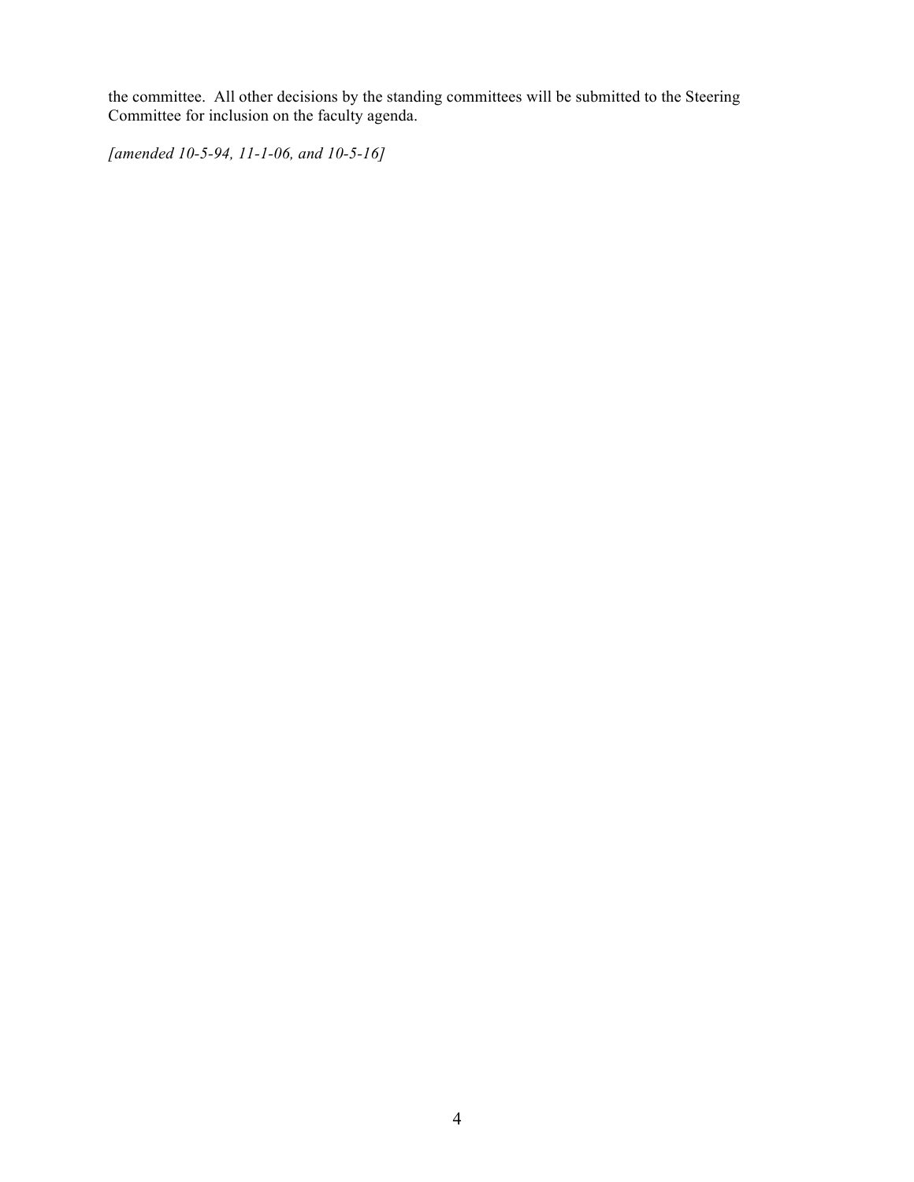the committee. All other decisions by the standing committees will be submitted to the Steering Committee for inclusion on the faculty agenda.

*[amended 10-5-94, 11-1-06, and 10-5-16]*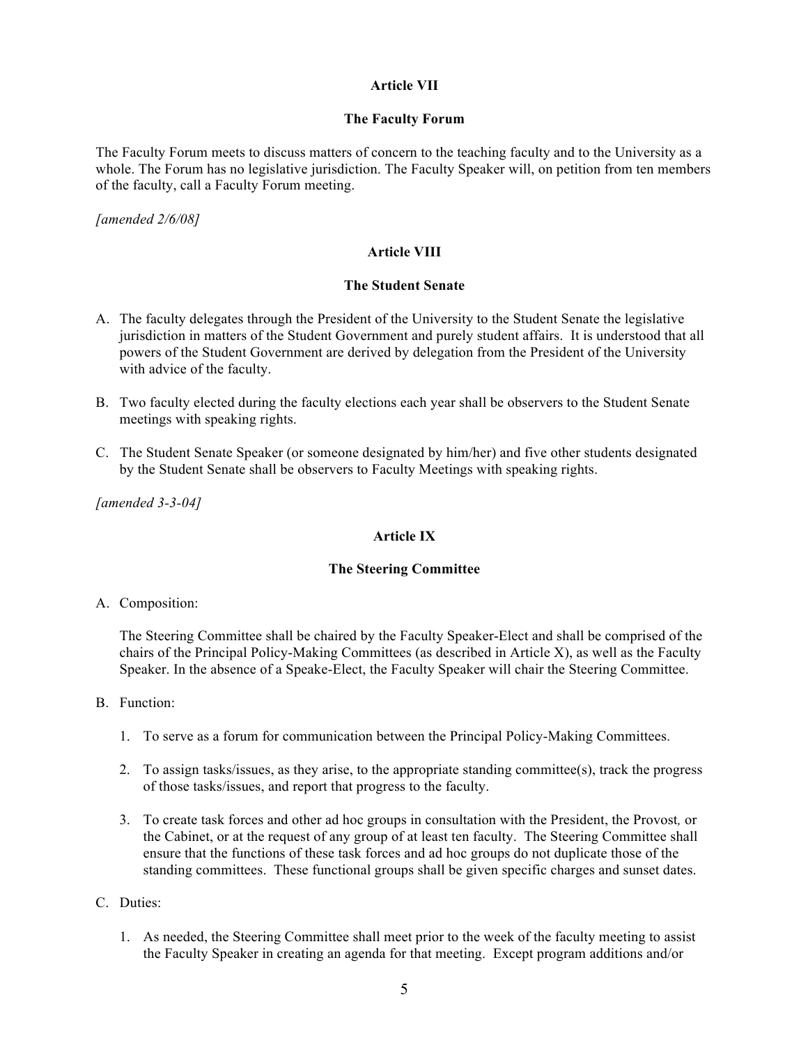## Article VII

## The Faculty Forum

The Faculty Forum meets to discuss matters of concern to the teaching faculty and to the University as a whole. The Forum has no legislative jurisdiction. The Faculty Speaker will, on petition from ten members of the faculty, call a Faculty Forum meeting.

*[amended 2/6/08]*

## Article VIII

## The Student Senate

A. The faculty delegates through the President of the University to the Student Senate the legislative jurisdiction in matters of the Student Government and purely student affairs. It is understood that all powers of the Student Government are derived by delegation from the President of the University with advice of the faculty.

B. Two faculty elected during the faculty elections each year shall be observers to the Student Senate meetings with speaking rights.

C. The Student Senate Speaker (or someone designated by him/her) and five other students designated by the Student Senate shall be observers to Faculty Meetings with speaking rights.

*[amended 3-3-04]*

## Article IX

## The Steering Committee

A. Composition:

   The Steering Committee shall be chaired by the Faculty Speaker-Elect and shall be comprised of the chairs of the Principal Policy-Making Committees (as described in Article X), as well as the Faculty Speaker. In the absence of a Speake-Elect, the Faculty Speaker will chair the Steering Committee.

B. Function:

   1. To serve as a forum for communication between the Principal Policy-Making Committees.

   2. To assign tasks/issues, as they arise, to the appropriate standing committee(s), track the progress of those tasks/issues, and report that progress to the faculty.

   3. To create task forces and other ad hoc groups in consultation with the President, the Provost, or the Cabinet, or at the request of any group of at least ten faculty. The Steering Committee shall ensure that the functions of these task forces and ad hoc groups do not duplicate those of the standing committees. These functional groups shall be given specific charges and sunset dates.

C. Duties:

   1. As needed, the Steering Committee shall meet prior to the week of the faculty meeting to assist the Faculty Speaker in creating an agenda for that meeting. Except program additions and/or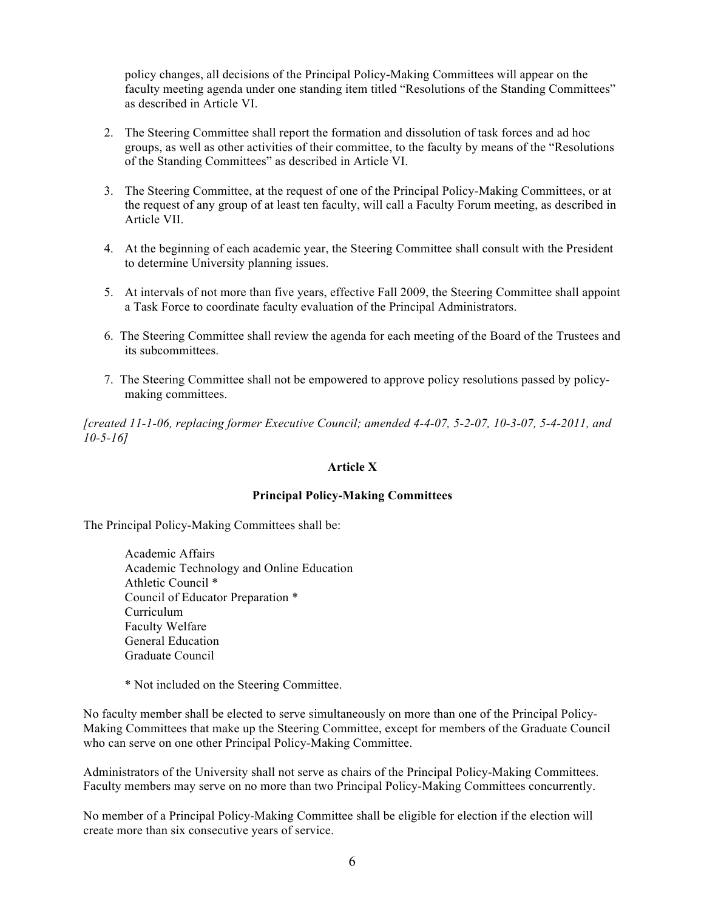policy changes, all decisions of the Principal Policy-Making Committees will appear on the faculty meeting agenda under one standing item titled "Resolutions of the Standing Committees" as described in Article VI.

2. The Steering Committee shall report the formation and dissolution of task forces and ad hoc groups, as well as other activities of their committee, to the faculty by means of the "Resolutions of the Standing Committees" as described in Article VI.

3. The Steering Committee, at the request of one of the Principal Policy-Making Committees, or at the request of any group of at least ten faculty, will call a Faculty Forum meeting, as described in Article VII.

4. At the beginning of each academic year, the Steering Committee shall consult with the President to determine University planning issues.

5. At intervals of not more than five years, effective Fall 2009, the Steering Committee shall appoint a Task Force to coordinate faculty evaluation of the Principal Administrators.

6. The Steering Committee shall review the agenda for each meeting of the Board of the Trustees and its subcommittees.

7. The Steering Committee shall not be empowered to approve policy resolutions passed by policy-making committees.

*[created 11-1-06, replacing former Executive Council; amended 4-4-07, 5-2-07, 10-3-07, 5-4-2011, and 10-5-16]*

## Article X

### Principal Policy-Making Committees

The Principal Policy-Making Committees shall be:

Academic Affairs
Academic Technology and Online Education
Athletic Council *
Council of Educator Preparation *
Curriculum
Faculty Welfare
General Education
Graduate Council

\* Not included on the Steering Committee.

No faculty member shall be elected to serve simultaneously on more than one of the Principal Policy-Making Committees that make up the Steering Committee, except for members of the Graduate Council who can serve on one other Principal Policy-Making Committee.

Administrators of the University shall not serve as chairs of the Principal Policy-Making Committees. Faculty members may serve on no more than two Principal Policy-Making Committees concurrently.

No member of a Principal Policy-Making Committee shall be eligible for election if the election will create more than six consecutive years of service.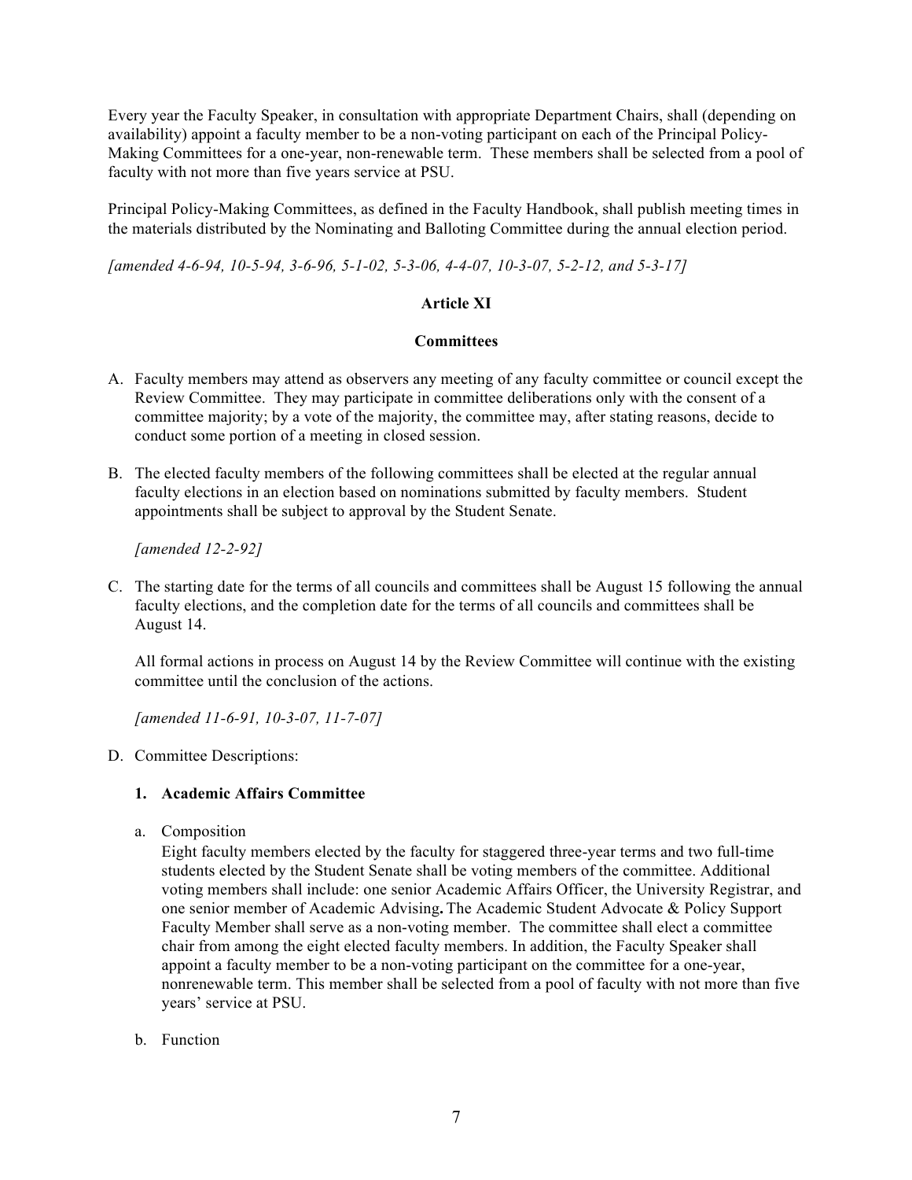Every year the Faculty Speaker, in consultation with appropriate Department Chairs, shall (depending on availability) appoint a faculty member to be a non-voting participant on each of the Principal Policy-Making Committees for a one-year, non-renewable term. These members shall be selected from a pool of faculty with not more than five years service at PSU.

Principal Policy-Making Committees, as defined in the Faculty Handbook, shall publish meeting times in the materials distributed by the Nominating and Balloting Committee during the annual election period.

*[amended 4-6-94, 10-5-94, 3-6-96, 5-1-02, 5-3-06, 4-4-07, 10-3-07, 5-2-12, and 5-3-17]*

## Article XI

## Committees

A. Faculty members may attend as observers any meeting of any faculty committee or council except the Review Committee. They may participate in committee deliberations only with the consent of a committee majority; by a vote of the majority, the committee may, after stating reasons, decide to conduct some portion of a meeting in closed session.

B. The elected faculty members of the following committees shall be elected at the regular annual faculty elections in an election based on nominations submitted by faculty members. Student appointments shall be subject to approval by the Student Senate.

   *[amended 12-2-92]*

C. The starting date for the terms of all councils and committees shall be August 15 following the annual faculty elections, and the completion date for the terms of all councils and committees shall be August 14.

   All formal actions in process on August 14 by the Review Committee will continue with the existing committee until the conclusion of the actions.

   *[amended 11-6-91, 10-3-07, 11-7-07]*

D. Committee Descriptions:

   **1. Academic Affairs Committee**

   a. Composition
      Eight faculty members elected by the faculty for staggered three-year terms and two full-time students elected by the Student Senate shall be voting members of the committee. Additional voting members shall include: one senior Academic Affairs Officer, the University Registrar, and one senior member of Academic Advising**.** The Academic Student Advocate & Policy Support Faculty Member shall serve as a non-voting member. The committee shall elect a committee chair from among the eight elected faculty members. In addition, the Faculty Speaker shall appoint a faculty member to be a non-voting participant on the committee for a one-year, nonrenewable term. This member shall be selected from a pool of faculty with not more than five years' service at PSU.

   b. Function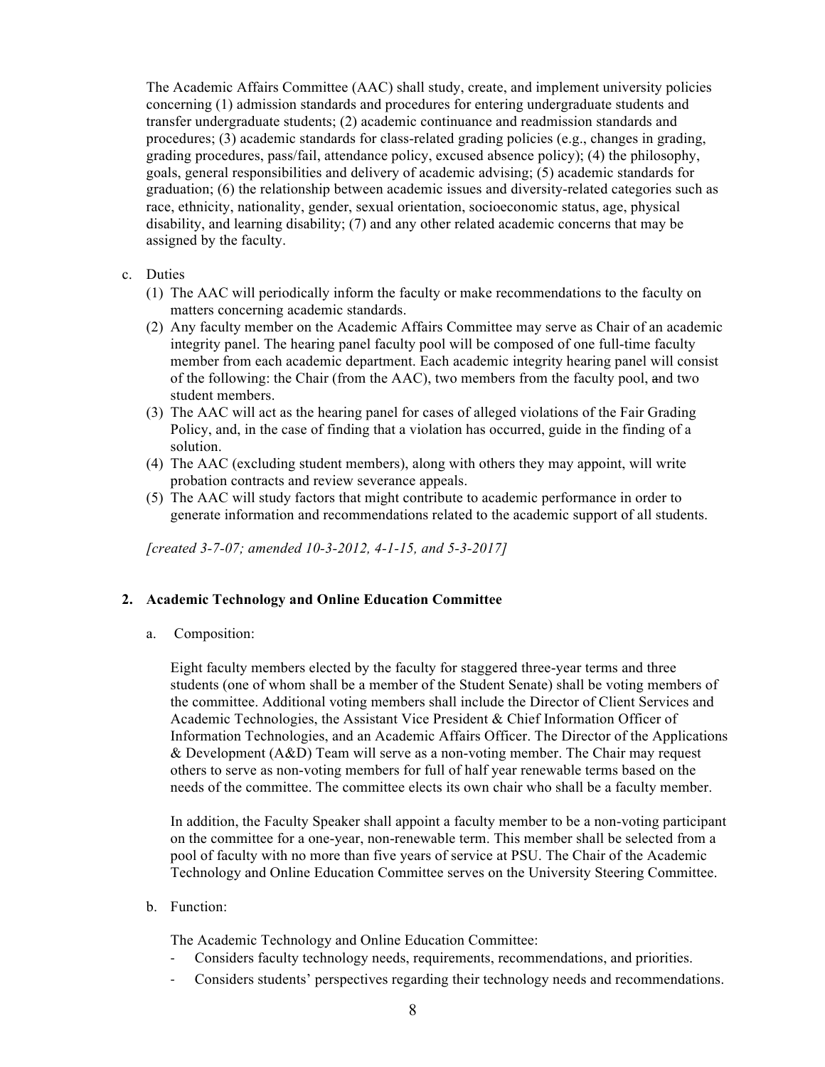The Academic Affairs Committee (AAC) shall study, create, and implement university policies concerning (1) admission standards and procedures for entering undergraduate students and transfer undergraduate students; (2) academic continuance and readmission standards and procedures; (3) academic standards for class-related grading policies (e.g., changes in grading, grading procedures, pass/fail, attendance policy, excused absence policy); (4) the philosophy, goals, general responsibilities and delivery of academic advising; (5) academic standards for graduation; (6) the relationship between academic issues and diversity-related categories such as race, ethnicity, nationality, gender, sexual orientation, socioeconomic status, age, physical disability, and learning disability; (7) and any other related academic concerns that may be assigned by the faculty.

c. Duties

(1) The AAC will periodically inform the faculty or make recommendations to the faculty on matters concerning academic standards.

(2) Any faculty member on the Academic Affairs Committee may serve as Chair of an academic integrity panel. The hearing panel faculty pool will be composed of one full-time faculty member from each academic department. Each academic integrity hearing panel will consist of the following: the Chair (from the AAC), two members from the faculty pool, ~~a~~nd two student members.

(3) The AAC will act as the hearing panel for cases of alleged violations of the Fair Grading Policy, and, in the case of finding that a violation has occurred, guide in the finding of a solution.

(4) The AAC (excluding student members), along with others they may appoint, will write probation contracts and review severance appeals.

(5) The AAC will study factors that might contribute to academic performance in order to generate information and recommendations related to the academic support of all students.

*[created 3-7-07; amended 10-3-2012, 4-1-15, and 5-3-2017]*

### 2. Academic Technology and Online Education Committee

a. Composition:

Eight faculty members elected by the faculty for staggered three-year terms and three students (one of whom shall be a member of the Student Senate) shall be voting members of the committee. Additional voting members shall include the Director of Client Services and Academic Technologies, the Assistant Vice President & Chief Information Officer of Information Technologies, and an Academic Affairs Officer. The Director of the Applications & Development (A&D) Team will serve as a non-voting member. The Chair may request others to serve as non-voting members for full of half year renewable terms based on the needs of the committee. The committee elects its own chair who shall be a faculty member.

In addition, the Faculty Speaker shall appoint a faculty member to be a non-voting participant on the committee for a one-year, non-renewable term. This member shall be selected from a pool of faculty with no more than five years of service at PSU. The Chair of the Academic Technology and Online Education Committee serves on the University Steering Committee.

b. Function:

The Academic Technology and Online Education Committee:

- Considers faculty technology needs, requirements, recommendations, and priorities.
- Considers students' perspectives regarding their technology needs and recommendations.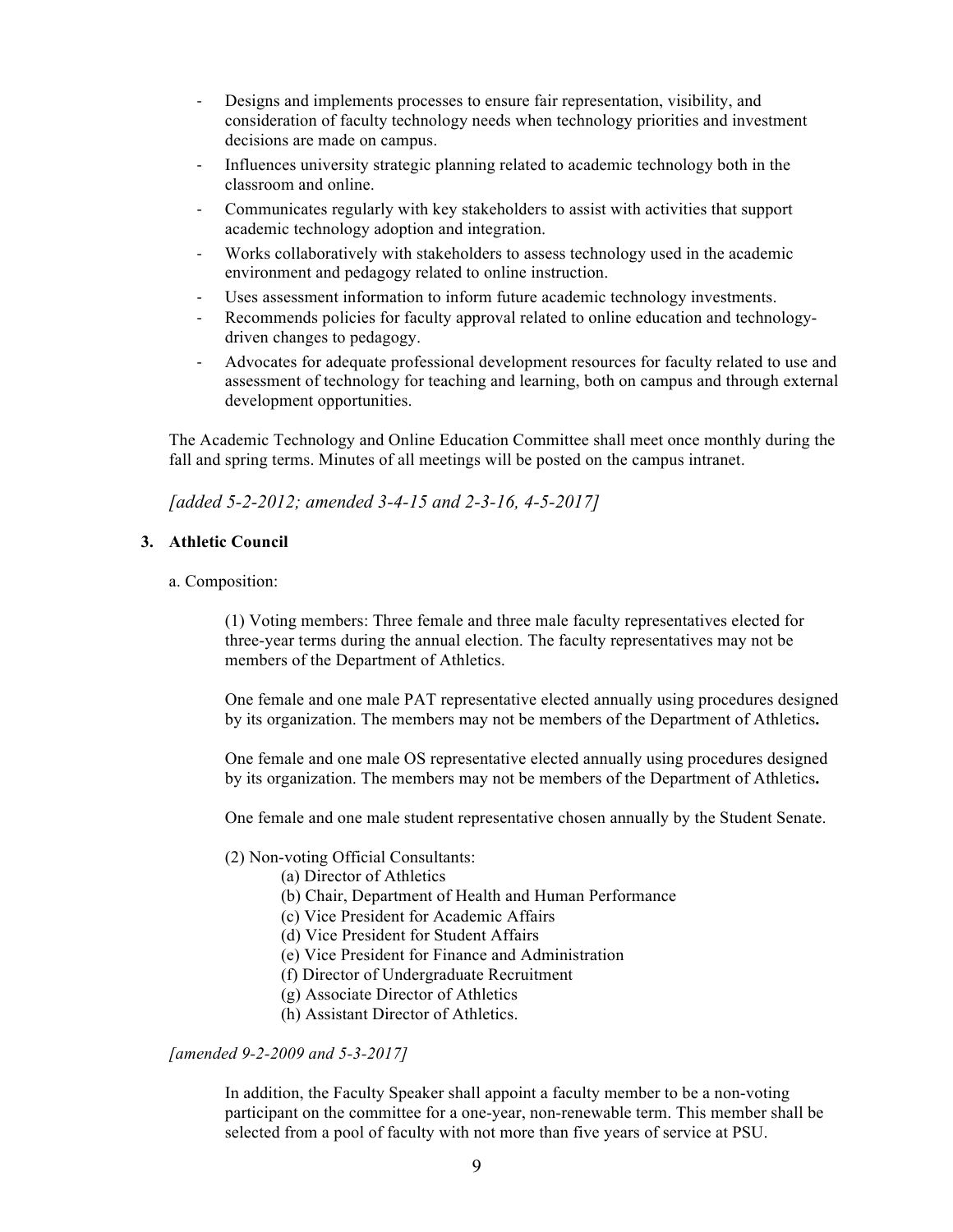- Designs and implements processes to ensure fair representation, visibility, and consideration of faculty technology needs when technology priorities and investment decisions are made on campus.
- Influences university strategic planning related to academic technology both in the classroom and online.
- Communicates regularly with key stakeholders to assist with activities that support academic technology adoption and integration.
- Works collaboratively with stakeholders to assess technology used in the academic environment and pedagogy related to online instruction.
- Uses assessment information to inform future academic technology investments.
- Recommends policies for faculty approval related to online education and technology-driven changes to pedagogy.
- Advocates for adequate professional development resources for faculty related to use and assessment of technology for teaching and learning, both on campus and through external development opportunities.

The Academic Technology and Online Education Committee shall meet once monthly during the fall and spring terms. Minutes of all meetings will be posted on the campus intranet.

*[added 5-2-2012; amended 3-4-15 and 2-3-16, 4-5-2017]*

**3. Athletic Council**

a. Composition:

(1) Voting members: Three female and three male faculty representatives elected for three-year terms during the annual election. The faculty representatives may not be members of the Department of Athletics.

One female and one male PAT representative elected annually using procedures designed by its organization. The members may not be members of the Department of Athletics**.**

One female and one male OS representative elected annually using procedures designed by its organization. The members may not be members of the Department of Athletics**.**

One female and one male student representative chosen annually by the Student Senate.

(2) Non-voting Official Consultants:

(a) Director of Athletics
(b) Chair, Department of Health and Human Performance
(c) Vice President for Academic Affairs
(d) Vice President for Student Affairs
(e) Vice President for Finance and Administration
(f) Director of Undergraduate Recruitment
(g) Associate Director of Athletics
(h) Assistant Director of Athletics.

*[amended 9-2-2009 and 5-3-2017]*

In addition, the Faculty Speaker shall appoint a faculty member to be a non-voting participant on the committee for a one-year, non-renewable term. This member shall be selected from a pool of faculty with not more than five years of service at PSU.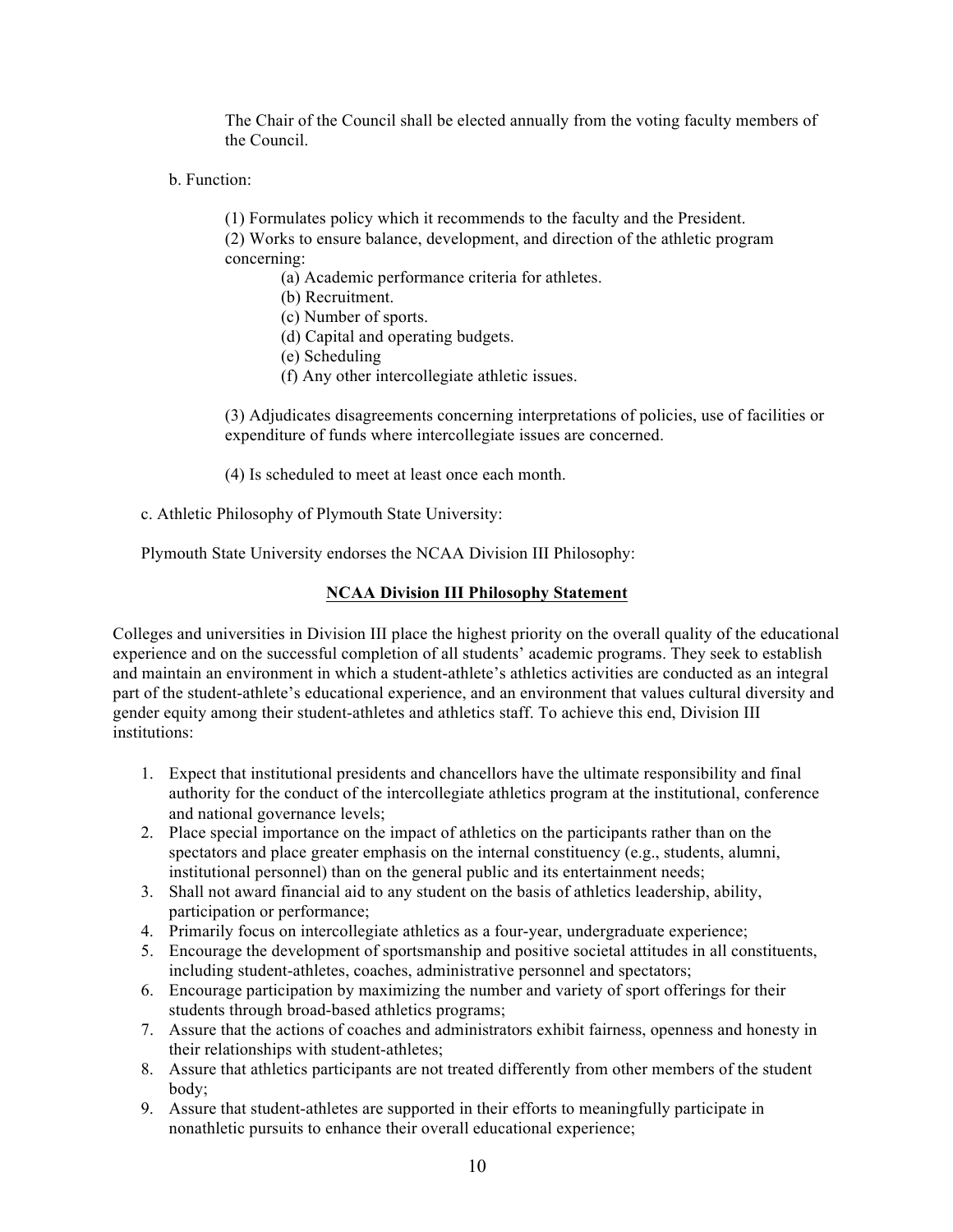The Chair of the Council shall be elected annually from the voting faculty members of the Council.

b. Function:

(1) Formulates policy which it recommends to the faculty and the President.
(2) Works to ensure balance, development, and direction of the athletic program concerning:
  (a) Academic performance criteria for athletes.
  (b) Recruitment.
  (c) Number of sports.
  (d) Capital and operating budgets.
  (e) Scheduling
  (f) Any other intercollegiate athletic issues.

(3) Adjudicates disagreements concerning interpretations of policies, use of facilities or expenditure of funds where intercollegiate issues are concerned.

(4) Is scheduled to meet at least once each month.

c. Athletic Philosophy of Plymouth State University:

Plymouth State University endorses the NCAA Division III Philosophy:

**NCAA Division III Philosophy Statement**

Colleges and universities in Division III place the highest priority on the overall quality of the educational experience and on the successful completion of all students' academic programs. They seek to establish and maintain an environment in which a student-athlete's athletics activities are conducted as an integral part of the student-athlete's educational experience, and an environment that values cultural diversity and gender equity among their student-athletes and athletics staff. To achieve this end, Division III institutions:

1. Expect that institutional presidents and chancellors have the ultimate responsibility and final authority for the conduct of the intercollegiate athletics program at the institutional, conference and national governance levels;
2. Place special importance on the impact of athletics on the participants rather than on the spectators and place greater emphasis on the internal constituency (e.g., students, alumni, institutional personnel) than on the general public and its entertainment needs;
3. Shall not award financial aid to any student on the basis of athletics leadership, ability, participation or performance;
4. Primarily focus on intercollegiate athletics as a four-year, undergraduate experience;
5. Encourage the development of sportsmanship and positive societal attitudes in all constituents, including student-athletes, coaches, administrative personnel and spectators;
6. Encourage participation by maximizing the number and variety of sport offerings for their students through broad-based athletics programs;
7. Assure that the actions of coaches and administrators exhibit fairness, openness and honesty in their relationships with student-athletes;
8. Assure that athletics participants are not treated differently from other members of the student body;
9. Assure that student-athletes are supported in their efforts to meaningfully participate in nonathletic pursuits to enhance their overall educational experience;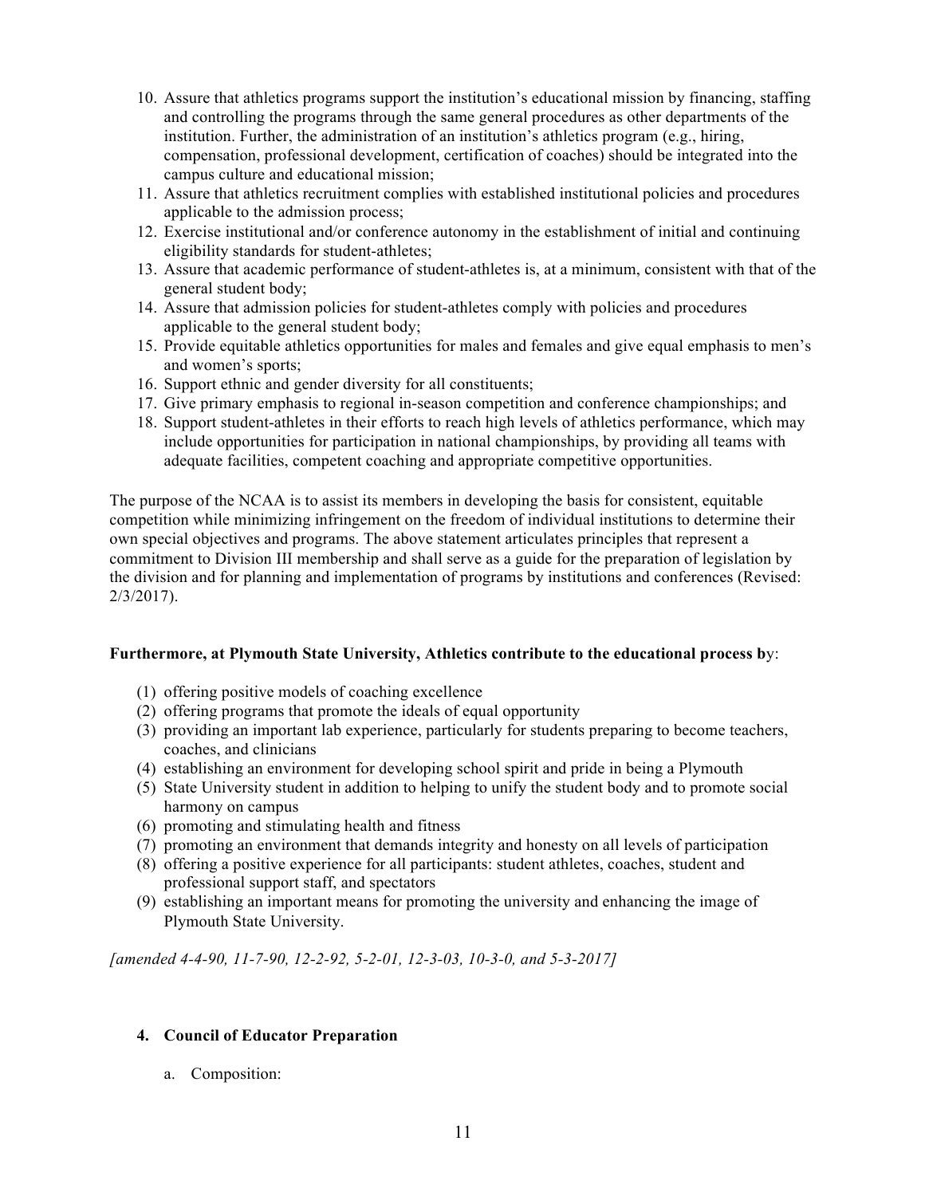10. Assure that athletics programs support the institution's educational mission by financing, staffing and controlling the programs through the same general procedures as other departments of the institution. Further, the administration of an institution's athletics program (e.g., hiring, compensation, professional development, certification of coaches) should be integrated into the campus culture and educational mission;
11. Assure that athletics recruitment complies with established institutional policies and procedures applicable to the admission process;
12. Exercise institutional and/or conference autonomy in the establishment of initial and continuing eligibility standards for student-athletes;
13. Assure that academic performance of student-athletes is, at a minimum, consistent with that of the general student body;
14. Assure that admission policies for student-athletes comply with policies and procedures applicable to the general student body;
15. Provide equitable athletics opportunities for males and females and give equal emphasis to men's and women's sports;
16. Support ethnic and gender diversity for all constituents;
17. Give primary emphasis to regional in-season competition and conference championships; and
18. Support student-athletes in their efforts to reach high levels of athletics performance, which may include opportunities for participation in national championships, by providing all teams with adequate facilities, competent coaching and appropriate competitive opportunities.

The purpose of the NCAA is to assist its members in developing the basis for consistent, equitable competition while minimizing infringement on the freedom of individual institutions to determine their own special objectives and programs. The above statement articulates principles that represent a commitment to Division III membership and shall serve as a guide for the preparation of legislation by the division and for planning and implementation of programs by institutions and conferences (Revised: 2/3/2017).

**Furthermore, at Plymouth State University, Athletics contribute to the educational process b**y:

(1) offering positive models of coaching excellence
(2) offering programs that promote the ideals of equal opportunity
(3) providing an important lab experience, particularly for students preparing to become teachers, coaches, and clinicians
(4) establishing an environment for developing school spirit and pride in being a Plymouth
(5) State University student in addition to helping to unify the student body and to promote social harmony on campus
(6) promoting and stimulating health and fitness
(7) promoting an environment that demands integrity and honesty on all levels of participation
(8) offering a positive experience for all participants: student athletes, coaches, student and professional support staff, and spectators
(9) establishing an important means for promoting the university and enhancing the image of Plymouth State University.

*[amended 4-4-90, 11-7-90, 12-2-92, 5-2-01, 12-3-03, 10-3-0, and 5-3-2017]*

## 4. Council of Educator Preparation

a. Composition: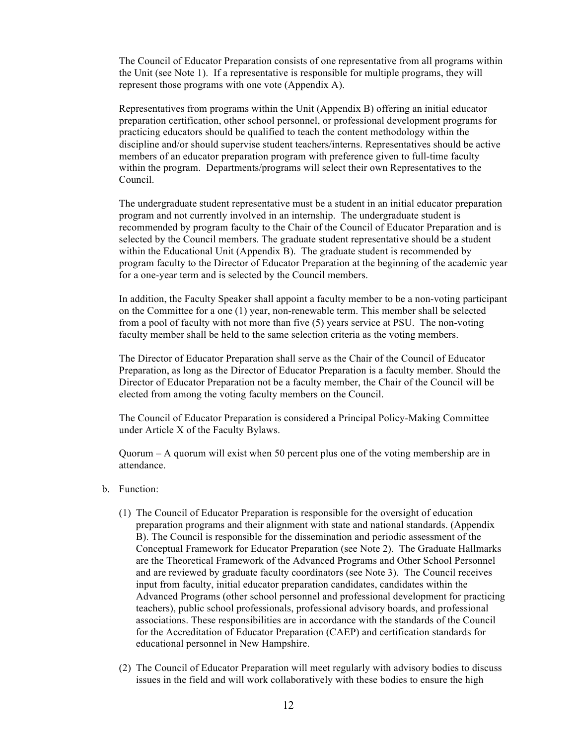The Council of Educator Preparation consists of one representative from all programs within the Unit (see Note 1). If a representative is responsible for multiple programs, they will represent those programs with one vote (Appendix A).

Representatives from programs within the Unit (Appendix B) offering an initial educator preparation certification, other school personnel, or professional development programs for practicing educators should be qualified to teach the content methodology within the discipline and/or should supervise student teachers/interns. Representatives should be active members of an educator preparation program with preference given to full-time faculty within the program. Departments/programs will select their own Representatives to the Council.

The undergraduate student representative must be a student in an initial educator preparation program and not currently involved in an internship. The undergraduate student is recommended by program faculty to the Chair of the Council of Educator Preparation and is selected by the Council members. The graduate student representative should be a student within the Educational Unit (Appendix B). The graduate student is recommended by program faculty to the Director of Educator Preparation at the beginning of the academic year for a one-year term and is selected by the Council members.

In addition, the Faculty Speaker shall appoint a faculty member to be a non-voting participant on the Committee for a one (1) year, non-renewable term. This member shall be selected from a pool of faculty with not more than five (5) years service at PSU. The non-voting faculty member shall be held to the same selection criteria as the voting members.

The Director of Educator Preparation shall serve as the Chair of the Council of Educator Preparation, as long as the Director of Educator Preparation is a faculty member. Should the Director of Educator Preparation not be a faculty member, the Chair of the Council will be elected from among the voting faculty members on the Council.

The Council of Educator Preparation is considered a Principal Policy-Making Committee under Article X of the Faculty Bylaws.

Quorum – A quorum will exist when 50 percent plus one of the voting membership are in attendance.

b. Function:

(1) The Council of Educator Preparation is responsible for the oversight of education preparation programs and their alignment with state and national standards. (Appendix B). The Council is responsible for the dissemination and periodic assessment of the Conceptual Framework for Educator Preparation (see Note 2). The Graduate Hallmarks are the Theoretical Framework of the Advanced Programs and Other School Personnel and are reviewed by graduate faculty coordinators (see Note 3). The Council receives input from faculty, initial educator preparation candidates, candidates within the Advanced Programs (other school personnel and professional development for practicing teachers), public school professionals, professional advisory boards, and professional associations. These responsibilities are in accordance with the standards of the Council for the Accreditation of Educator Preparation (CAEP) and certification standards for educational personnel in New Hampshire.

(2) The Council of Educator Preparation will meet regularly with advisory bodies to discuss issues in the field and will work collaboratively with these bodies to ensure the high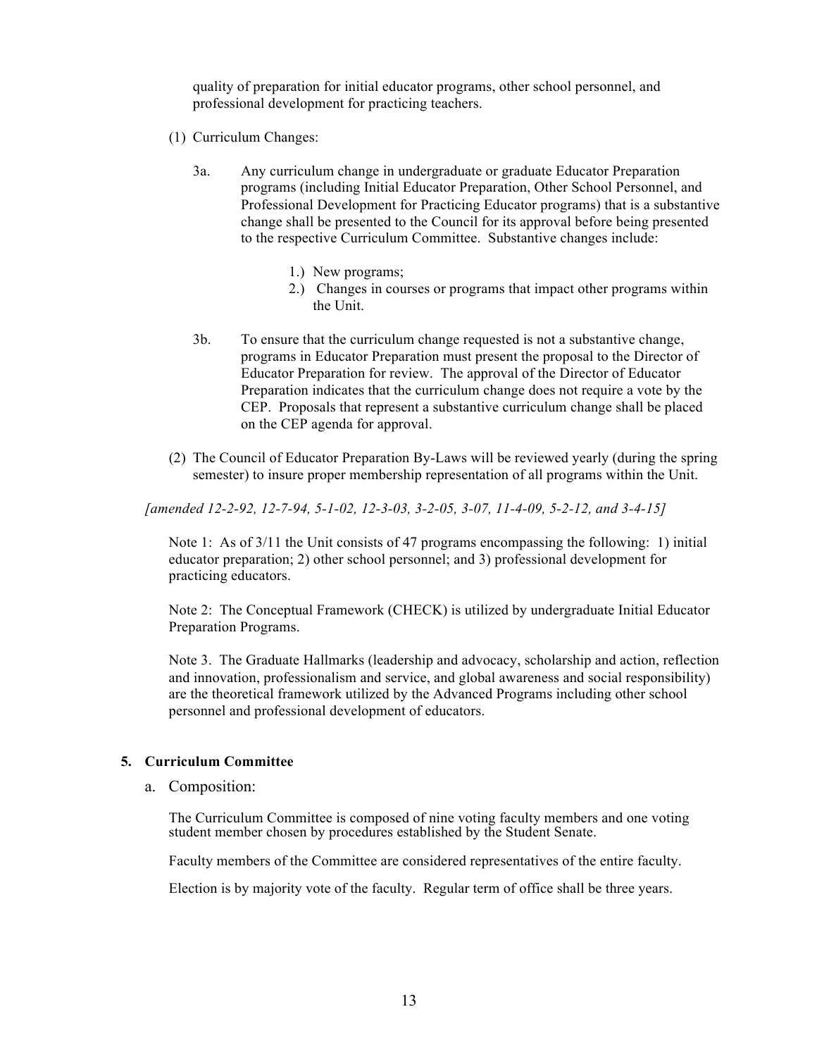quality of preparation for initial educator programs, other school personnel, and professional development for practicing teachers.

(1) Curriculum Changes:

3a. Any curriculum change in undergraduate or graduate Educator Preparation programs (including Initial Educator Preparation, Other School Personnel, and Professional Development for Practicing Educator programs) that is a substantive change shall be presented to the Council for its approval before being presented to the respective Curriculum Committee. Substantive changes include:

1.) New programs;
2.) Changes in courses or programs that impact other programs within the Unit.

3b. To ensure that the curriculum change requested is not a substantive change, programs in Educator Preparation must present the proposal to the Director of Educator Preparation for review. The approval of the Director of Educator Preparation indicates that the curriculum change does not require a vote by the CEP. Proposals that represent a substantive curriculum change shall be placed on the CEP agenda for approval.

(2) The Council of Educator Preparation By-Laws will be reviewed yearly (during the spring semester) to insure proper membership representation of all programs within the Unit.

*[amended 12-2-92, 12-7-94, 5-1-02, 12-3-03, 3-2-05, 3-07, 11-4-09, 5-2-12, and 3-4-15]*

Note 1: As of 3/11 the Unit consists of 47 programs encompassing the following: 1) initial educator preparation; 2) other school personnel; and 3) professional development for practicing educators.

Note 2: The Conceptual Framework (CHECK) is utilized by undergraduate Initial Educator Preparation Programs.

Note 3. The Graduate Hallmarks (leadership and advocacy, scholarship and action, reflection and innovation, professionalism and service, and global awareness and social responsibility) are the theoretical framework utilized by the Advanced Programs including other school personnel and professional development of educators.

**5. Curriculum Committee**

a. Composition:

The Curriculum Committee is composed of nine voting faculty members and one voting student member chosen by procedures established by the Student Senate.

Faculty members of the Committee are considered representatives of the entire faculty.

Election is by majority vote of the faculty. Regular term of office shall be three years.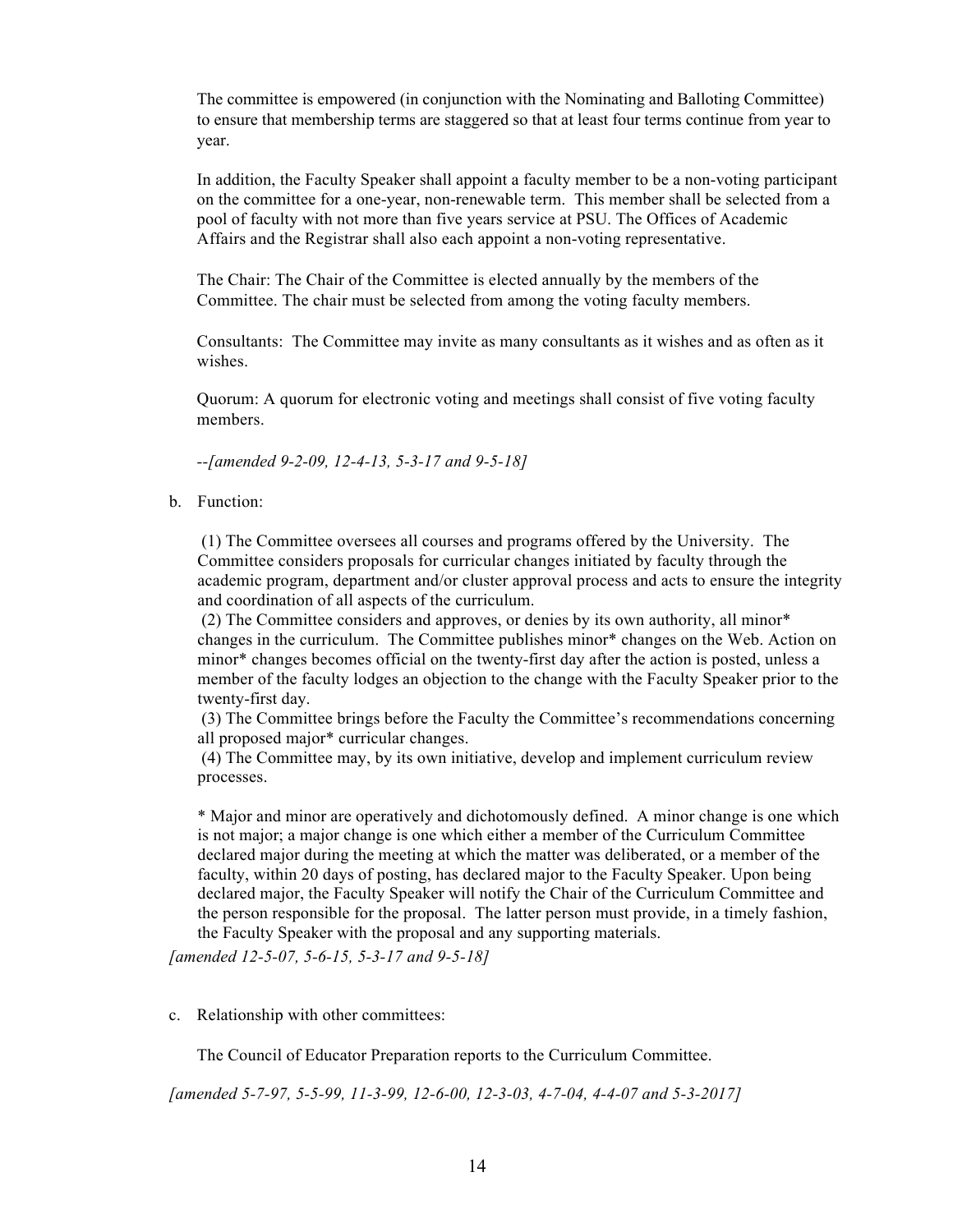The committee is empowered (in conjunction with the Nominating and Balloting Committee) to ensure that membership terms are staggered so that at least four terms continue from year to year.

In addition, the Faculty Speaker shall appoint a faculty member to be a non-voting participant on the committee for a one-year, non-renewable term. This member shall be selected from a pool of faculty with not more than five years service at PSU. The Offices of Academic Affairs and the Registrar shall also each appoint a non-voting representative.

The Chair: The Chair of the Committee is elected annually by the members of the Committee. The chair must be selected from among the voting faculty members.

Consultants: The Committee may invite as many consultants as it wishes and as often as it wishes.

Quorum: A quorum for electronic voting and meetings shall consist of five voting faculty members.

*--[amended 9-2-09, 12-4-13, 5-3-17 and 9-5-18]*

b. Function:

(1) The Committee oversees all courses and programs offered by the University. The Committee considers proposals for curricular changes initiated by faculty through the academic program, department and/or cluster approval process and acts to ensure the integrity and coordination of all aspects of the curriculum.
(2) The Committee considers and approves, or denies by its own authority, all minor* changes in the curriculum. The Committee publishes minor* changes on the Web. Action on minor* changes becomes official on the twenty-first day after the action is posted, unless a member of the faculty lodges an objection to the change with the Faculty Speaker prior to the twenty-first day.
(3) The Committee brings before the Faculty the Committee's recommendations concerning all proposed major* curricular changes.
(4) The Committee may, by its own initiative, develop and implement curriculum review processes.

\* Major and minor are operatively and dichotomously defined. A minor change is one which is not major; a major change is one which either a member of the Curriculum Committee declared major during the meeting at which the matter was deliberated, or a member of the faculty, within 20 days of posting, has declared major to the Faculty Speaker. Upon being declared major, the Faculty Speaker will notify the Chair of the Curriculum Committee and the person responsible for the proposal. The latter person must provide, in a timely fashion, the Faculty Speaker with the proposal and any supporting materials.

*[amended 12-5-07, 5-6-15, 5-3-17 and 9-5-18]*

c. Relationship with other committees:

The Council of Educator Preparation reports to the Curriculum Committee.

*[amended 5-7-97, 5-5-99, 11-3-99, 12-6-00, 12-3-03, 4-7-04, 4-4-07 and 5-3-2017]*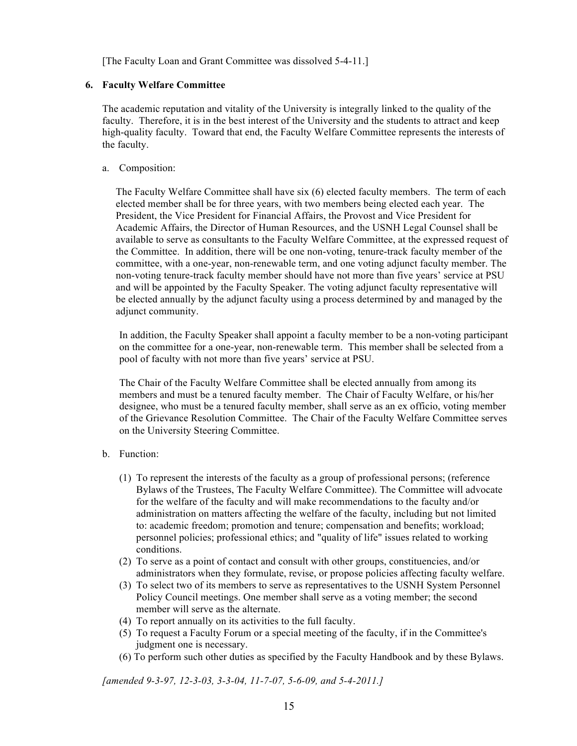[The Faculty Loan and Grant Committee was dissolved 5-4-11.]

### 6. Faculty Welfare Committee

The academic reputation and vitality of the University is integrally linked to the quality of the faculty. Therefore, it is in the best interest of the University and the students to attract and keep high-quality faculty. Toward that end, the Faculty Welfare Committee represents the interests of the faculty.

a. Composition:

The Faculty Welfare Committee shall have six (6) elected faculty members. The term of each elected member shall be for three years, with two members being elected each year. The President, the Vice President for Financial Affairs, the Provost and Vice President for Academic Affairs, the Director of Human Resources, and the USNH Legal Counsel shall be available to serve as consultants to the Faculty Welfare Committee, at the expressed request of the Committee. In addition, there will be one non-voting, tenure-track faculty member of the committee, with a one-year, non-renewable term, and one voting adjunct faculty member. The non-voting tenure-track faculty member should have not more than five years' service at PSU and will be appointed by the Faculty Speaker. The voting adjunct faculty representative will be elected annually by the adjunct faculty using a process determined by and managed by the adjunct community.

In addition, the Faculty Speaker shall appoint a faculty member to be a non-voting participant on the committee for a one-year, non-renewable term. This member shall be selected from a pool of faculty with not more than five years' service at PSU.

The Chair of the Faculty Welfare Committee shall be elected annually from among its members and must be a tenured faculty member. The Chair of Faculty Welfare, or his/her designee, who must be a tenured faculty member, shall serve as an ex officio, voting member of the Grievance Resolution Committee. The Chair of the Faculty Welfare Committee serves on the University Steering Committee.

b. Function:

(1) To represent the interests of the faculty as a group of professional persons; (reference Bylaws of the Trustees, The Faculty Welfare Committee). The Committee will advocate for the welfare of the faculty and will make recommendations to the faculty and/or administration on matters affecting the welfare of the faculty, including but not limited to: academic freedom; promotion and tenure; compensation and benefits; workload; personnel policies; professional ethics; and "quality of life" issues related to working conditions.
(2) To serve as a point of contact and consult with other groups, constituencies, and/or administrators when they formulate, revise, or propose policies affecting faculty welfare.
(3) To select two of its members to serve as representatives to the USNH System Personnel Policy Council meetings. One member shall serve as a voting member; the second member will serve as the alternate.
(4) To report annually on its activities to the full faculty.
(5) To request a Faculty Forum or a special meeting of the faculty, if in the Committee's judgment one is necessary.
(6) To perform such other duties as specified by the Faculty Handbook and by these Bylaws.

*[amended 9-3-97, 12-3-03, 3-3-04, 11-7-07, 5-6-09, and 5-4-2011.]*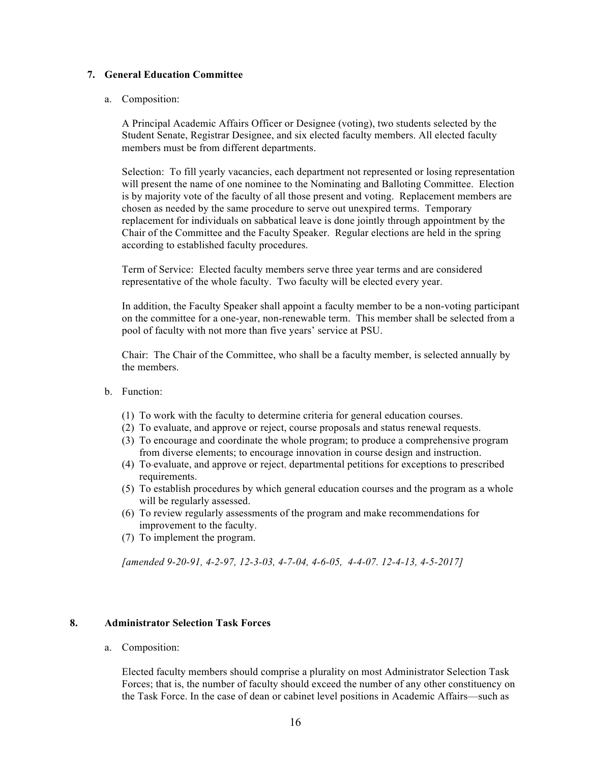### 7. General Education Committee

a. Composition:

A Principal Academic Affairs Officer or Designee (voting), two students selected by the Student Senate, Registrar Designee, and six elected faculty members. All elected faculty members must be from different departments.

Selection: To fill yearly vacancies, each department not represented or losing representation will present the name of one nominee to the Nominating and Balloting Committee. Election is by majority vote of the faculty of all those present and voting. Replacement members are chosen as needed by the same procedure to serve out unexpired terms. Temporary replacement for individuals on sabbatical leave is done jointly through appointment by the Chair of the Committee and the Faculty Speaker. Regular elections are held in the spring according to established faculty procedures.

Term of Service: Elected faculty members serve three year terms and are considered representative of the whole faculty. Two faculty will be elected every year.

In addition, the Faculty Speaker shall appoint a faculty member to be a non-voting participant on the committee for a one-year, non-renewable term. This member shall be selected from a pool of faculty with not more than five years' service at PSU.

Chair: The Chair of the Committee, who shall be a faculty member, is selected annually by the members.

b. Function:

(1) To work with the faculty to determine criteria for general education courses.
(2) To evaluate, and approve or reject, course proposals and status renewal requests.
(3) To encourage and coordinate the whole program; to produce a comprehensive program from diverse elements; to encourage innovation in course design and instruction.
(4) To evaluate, and approve or reject, departmental petitions for exceptions to prescribed requirements.
(5) To establish procedures by which general education courses and the program as a whole will be regularly assessed.
(6) To review regularly assessments of the program and make recommendations for improvement to the faculty.
(7) To implement the program.

*[amended 9-20-91, 4-2-97, 12-3-03, 4-7-04, 4-6-05, 4-4-07. 12-4-13, 4-5-2017]*

### 8. Administrator Selection Task Forces

a. Composition:

Elected faculty members should comprise a plurality on most Administrator Selection Task Forces; that is, the number of faculty should exceed the number of any other constituency on the Task Force. In the case of dean or cabinet level positions in Academic Affairs—such as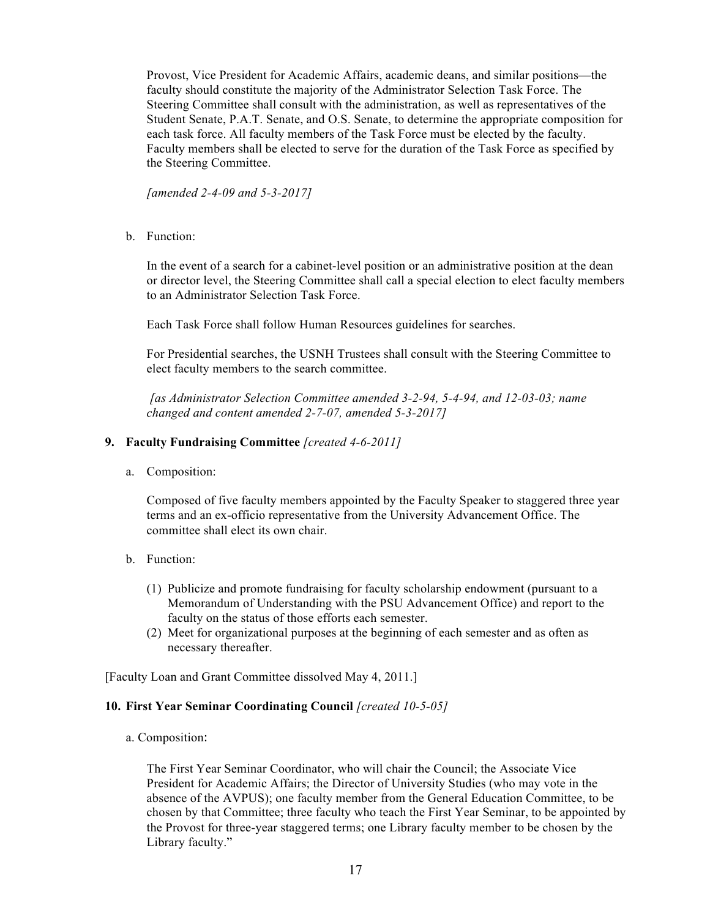Provost, Vice President for Academic Affairs, academic deans, and similar positions—the faculty should constitute the majority of the Administrator Selection Task Force. The Steering Committee shall consult with the administration, as well as representatives of the Student Senate, P.A.T. Senate, and O.S. Senate, to determine the appropriate composition for each task force. All faculty members of the Task Force must be elected by the faculty. Faculty members shall be elected to serve for the duration of the Task Force as specified by the Steering Committee.

*[amended 2-4-09 and 5-3-2017]*

b. Function:

In the event of a search for a cabinet-level position or an administrative position at the dean or director level, the Steering Committee shall call a special election to elect faculty members to an Administrator Selection Task Force.

Each Task Force shall follow Human Resources guidelines for searches.

For Presidential searches, the USNH Trustees shall consult with the Steering Committee to elect faculty members to the search committee.

*[as Administrator Selection Committee amended 3-2-94, 5-4-94, and 12-03-03; name changed and content amended 2-7-07, amended 5-3-2017]*

**9. Faculty Fundraising Committee** *[created 4-6-2011]*

a. Composition:

Composed of five faculty members appointed by the Faculty Speaker to staggered three year terms and an ex-officio representative from the University Advancement Office. The committee shall elect its own chair.

b. Function:

(1) Publicize and promote fundraising for faculty scholarship endowment (pursuant to a Memorandum of Understanding with the PSU Advancement Office) and report to the faculty on the status of those efforts each semester.
(2) Meet for organizational purposes at the beginning of each semester and as often as necessary thereafter.

[Faculty Loan and Grant Committee dissolved May 4, 2011.]

**10. First Year Seminar Coordinating Council** *[created 10-5-05]*

a. Composition:

The First Year Seminar Coordinator, who will chair the Council; the Associate Vice President for Academic Affairs; the Director of University Studies (who may vote in the absence of the AVPUS); one faculty member from the General Education Committee, to be chosen by that Committee; three faculty who teach the First Year Seminar, to be appointed by the Provost for three-year staggered terms; one Library faculty member to be chosen by the Library faculty."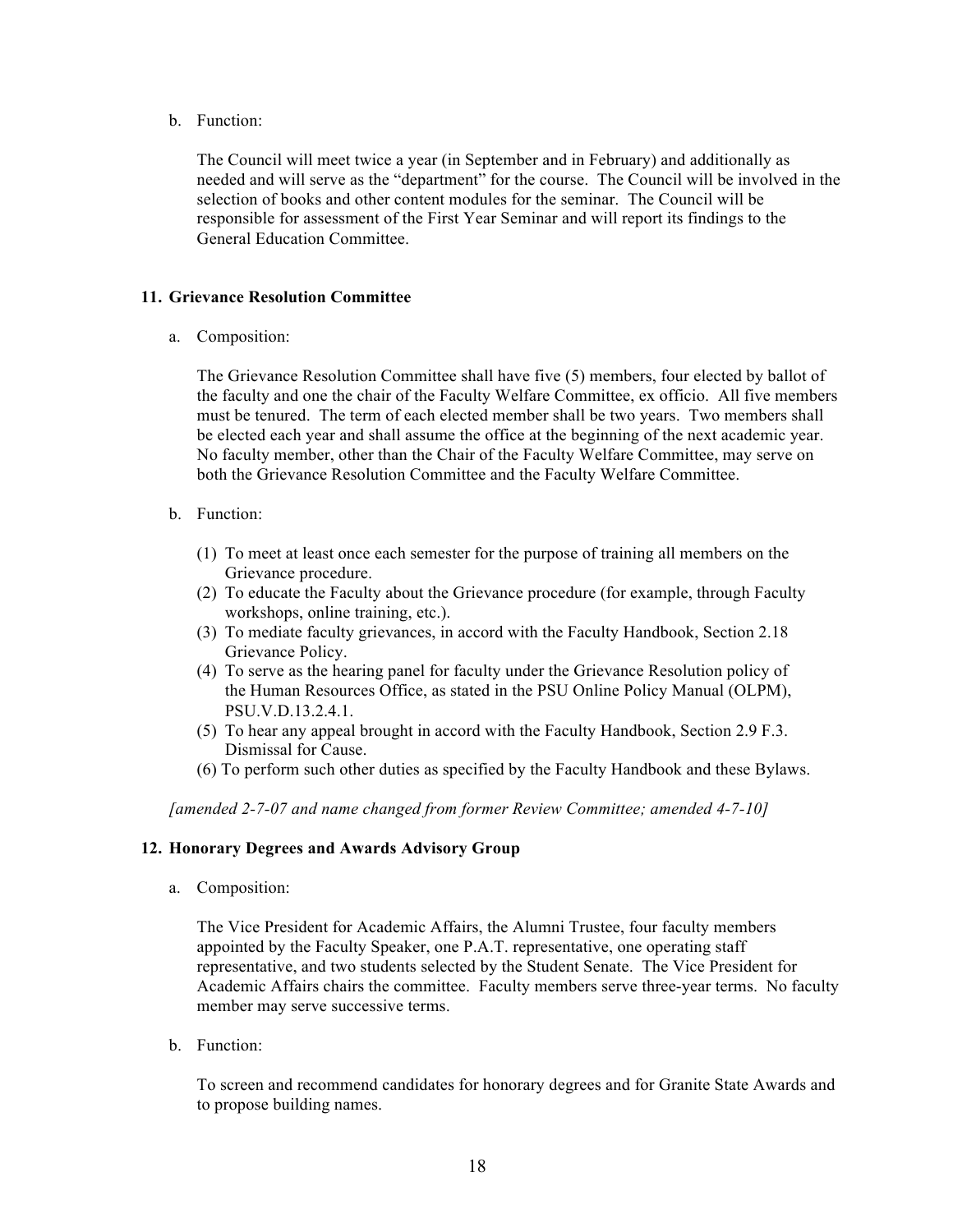b. Function:

The Council will meet twice a year (in September and in February) and additionally as needed and will serve as the "department" for the course. The Council will be involved in the selection of books and other content modules for the seminar. The Council will be responsible for assessment of the First Year Seminar and will report its findings to the General Education Committee.

### 11. Grievance Resolution Committee

a. Composition:

The Grievance Resolution Committee shall have five (5) members, four elected by ballot of the faculty and one the chair of the Faculty Welfare Committee, ex officio. All five members must be tenured. The term of each elected member shall be two years. Two members shall be elected each year and shall assume the office at the beginning of the next academic year. No faculty member, other than the Chair of the Faculty Welfare Committee, may serve on both the Grievance Resolution Committee and the Faculty Welfare Committee.

b. Function:

(1) To meet at least once each semester for the purpose of training all members on the Grievance procedure.
(2) To educate the Faculty about the Grievance procedure (for example, through Faculty workshops, online training, etc.).
(3) To mediate faculty grievances, in accord with the Faculty Handbook, Section 2.18 Grievance Policy.
(4) To serve as the hearing panel for faculty under the Grievance Resolution policy of the Human Resources Office, as stated in the PSU Online Policy Manual (OLPM), PSU.V.D.13.2.4.1.
(5) To hear any appeal brought in accord with the Faculty Handbook, Section 2.9 F.3. Dismissal for Cause.
(6) To perform such other duties as specified by the Faculty Handbook and these Bylaws.

*[amended 2-7-07 and name changed from former Review Committee; amended 4-7-10]*

### 12. Honorary Degrees and Awards Advisory Group

a. Composition:

The Vice President for Academic Affairs, the Alumni Trustee, four faculty members appointed by the Faculty Speaker, one P.A.T. representative, one operating staff representative, and two students selected by the Student Senate. The Vice President for Academic Affairs chairs the committee. Faculty members serve three-year terms. No faculty member may serve successive terms.

b. Function:

To screen and recommend candidates for honorary degrees and for Granite State Awards and to propose building names.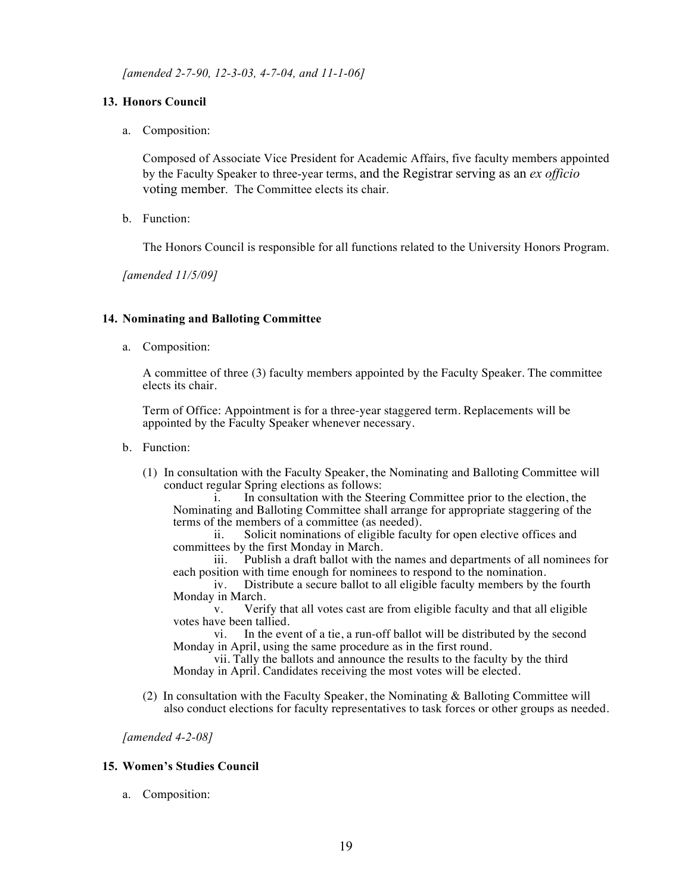*[amended 2-7-90, 12-3-03, 4-7-04, and 11-1-06]*

### 13. Honors Council

a. Composition:

Composed of Associate Vice President for Academic Affairs, five faculty members appointed by the Faculty Speaker to three-year terms, and the Registrar serving as an *ex officio* voting member. The Committee elects its chair.

b. Function:

The Honors Council is responsible for all functions related to the University Honors Program.

*[amended 11/5/09]*

### 14. Nominating and Balloting Committee

a. Composition:

A committee of three (3) faculty members appointed by the Faculty Speaker. The committee elects its chair.

Term of Office: Appointment is for a three-year staggered term. Replacements will be appointed by the Faculty Speaker whenever necessary.

b. Function:

(1) In consultation with the Faculty Speaker, the Nominating and Balloting Committee will conduct regular Spring elections as follows:

i. In consultation with the Steering Committee prior to the election, the Nominating and Balloting Committee shall arrange for appropriate staggering of the terms of the members of a committee (as needed).

ii. Solicit nominations of eligible faculty for open elective offices and committees by the first Monday in March.

iii. Publish a draft ballot with the names and departments of all nominees for each position with time enough for nominees to respond to the nomination.

iv. Distribute a secure ballot to all eligible faculty members by the fourth Monday in March.

v. Verify that all votes cast are from eligible faculty and that all eligible votes have been tallied.

vi. In the event of a tie, a run-off ballot will be distributed by the second Monday in April, using the same procedure as in the first round.

vii. Tally the ballots and announce the results to the faculty by the third Monday in April. Candidates receiving the most votes will be elected.

(2) In consultation with the Faculty Speaker, the Nominating & Balloting Committee will also conduct elections for faculty representatives to task forces or other groups as needed.

*[amended 4-2-08]*

### 15. Women's Studies Council

a. Composition: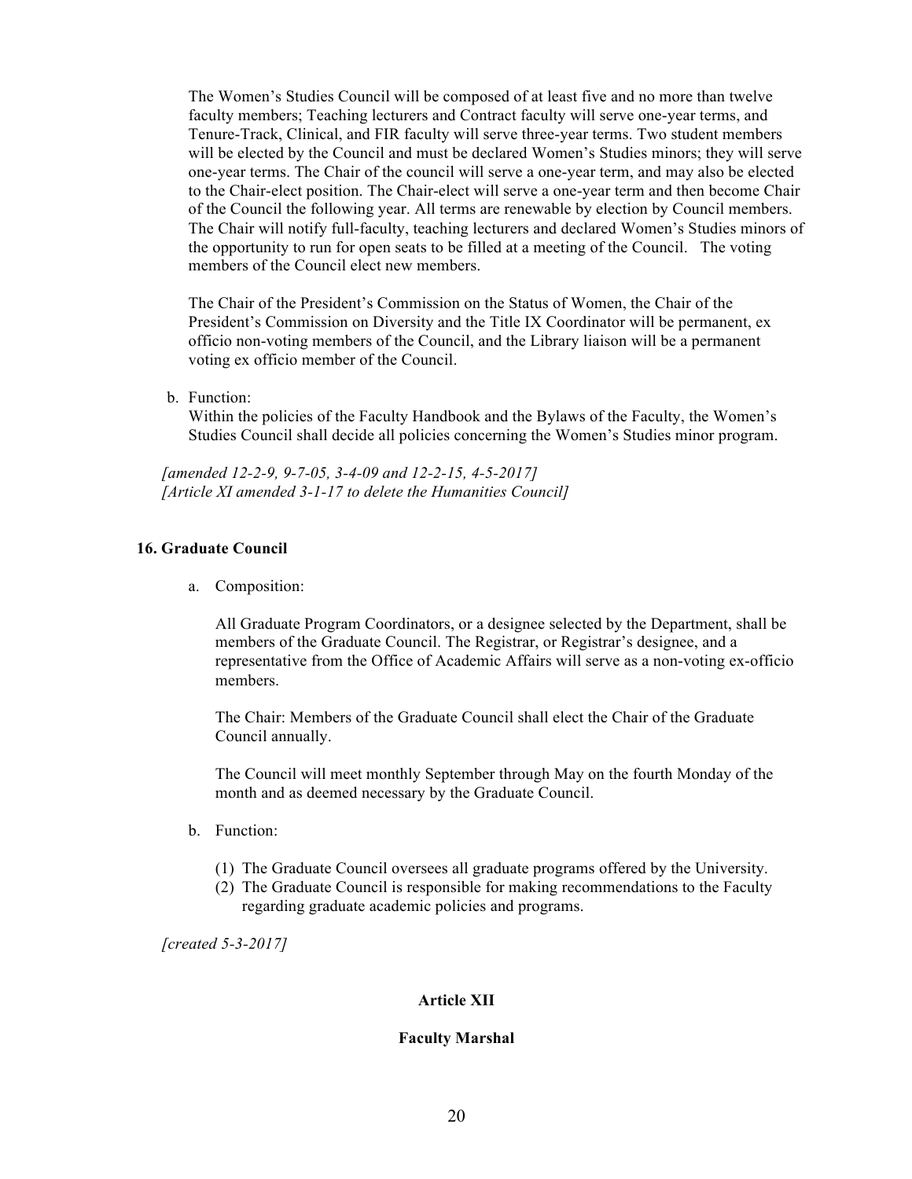The Women's Studies Council will be composed of at least five and no more than twelve faculty members; Teaching lecturers and Contract faculty will serve one-year terms, and Tenure-Track, Clinical, and FIR faculty will serve three-year terms. Two student members will be elected by the Council and must be declared Women's Studies minors; they will serve one-year terms. The Chair of the council will serve a one-year term, and may also be elected to the Chair-elect position. The Chair-elect will serve a one-year term and then become Chair of the Council the following year. All terms are renewable by election by Council members. The Chair will notify full-faculty, teaching lecturers and declared Women's Studies minors of the opportunity to run for open seats to be filled at a meeting of the Council. The voting members of the Council elect new members.

The Chair of the President's Commission on the Status of Women, the Chair of the President's Commission on Diversity and the Title IX Coordinator will be permanent, ex officio non-voting members of the Council, and the Library liaison will be a permanent voting ex officio member of the Council.

b. Function:
Within the policies of the Faculty Handbook and the Bylaws of the Faculty, the Women's Studies Council shall decide all policies concerning the Women's Studies minor program.

*[amended 12-2-9, 9-7-05, 3-4-09 and 12-2-15, 4-5-2017]*
*[Article XI amended 3-1-17 to delete the Humanities Council]*

**16. Graduate Council**

a. Composition:

All Graduate Program Coordinators, or a designee selected by the Department, shall be members of the Graduate Council. The Registrar, or Registrar's designee, and a representative from the Office of Academic Affairs will serve as a non-voting ex-officio members.

The Chair: Members of the Graduate Council shall elect the Chair of the Graduate Council annually.

The Council will meet monthly September through May on the fourth Monday of the month and as deemed necessary by the Graduate Council.

b. Function:

(1) The Graduate Council oversees all graduate programs offered by the University.
(2) The Graduate Council is responsible for making recommendations to the Faculty regarding graduate academic policies and programs.

*[created 5-3-2017]*

## Article XII

## Faculty Marshal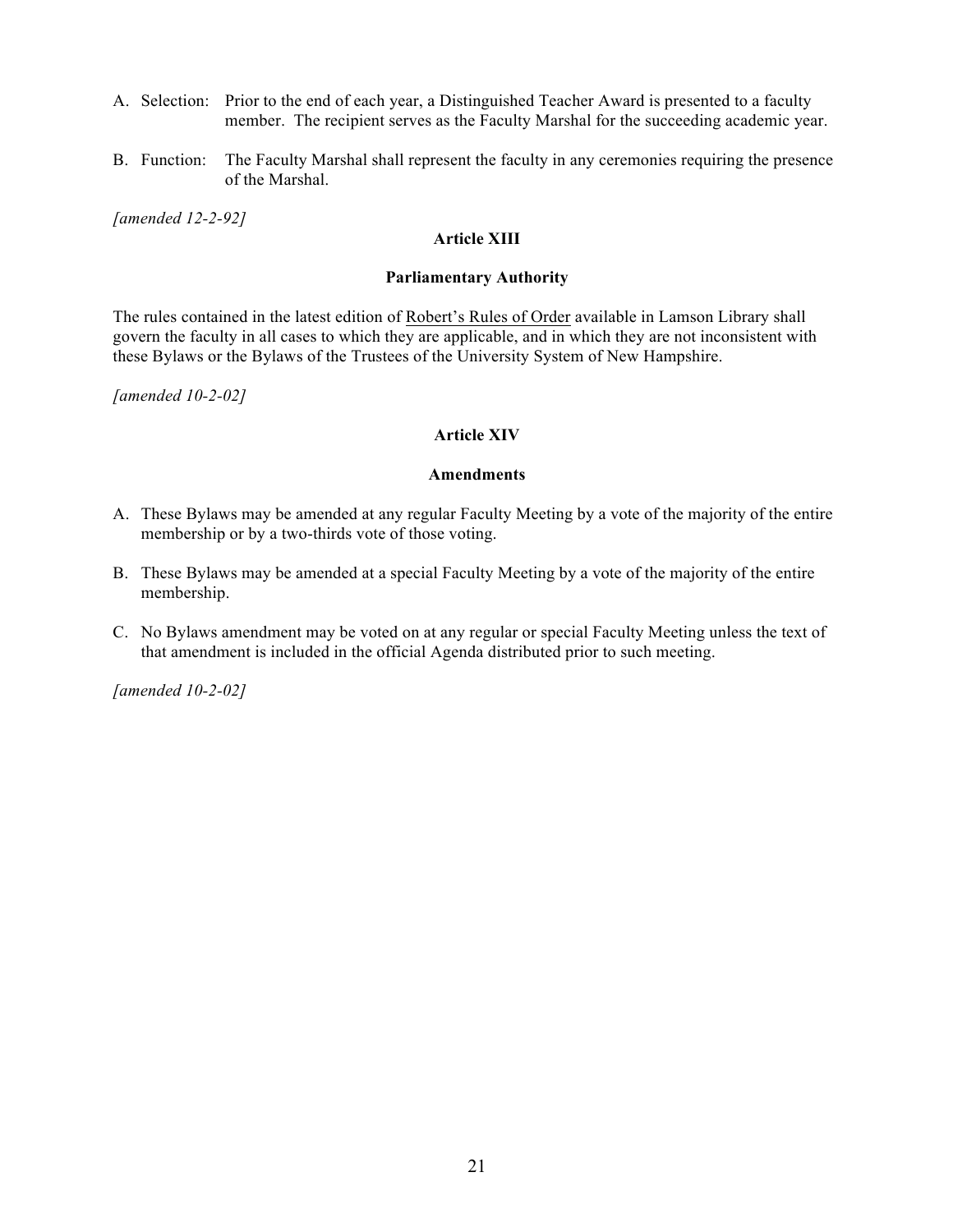A. Selection: Prior to the end of each year, a Distinguished Teacher Award is presented to a faculty member. The recipient serves as the Faculty Marshal for the succeeding academic year.

B. Function: The Faculty Marshal shall represent the faculty in any ceremonies requiring the presence of the Marshal.

*[amended 12-2-92]*

## Article XIII

### Parliamentary Authority

The rules contained in the latest edition of <u>Robert's Rules of Order</u> available in Lamson Library shall govern the faculty in all cases to which they are applicable, and in which they are not inconsistent with these Bylaws or the Bylaws of the Trustees of the University System of New Hampshire.

*[amended 10-2-02]*

## Article XIV

### Amendments

A. These Bylaws may be amended at any regular Faculty Meeting by a vote of the majority of the entire membership or by a two-thirds vote of those voting.

B. These Bylaws may be amended at a special Faculty Meeting by a vote of the majority of the entire membership.

C. No Bylaws amendment may be voted on at any regular or special Faculty Meeting unless the text of that amendment is included in the official Agenda distributed prior to such meeting.

*[amended 10-2-02]*